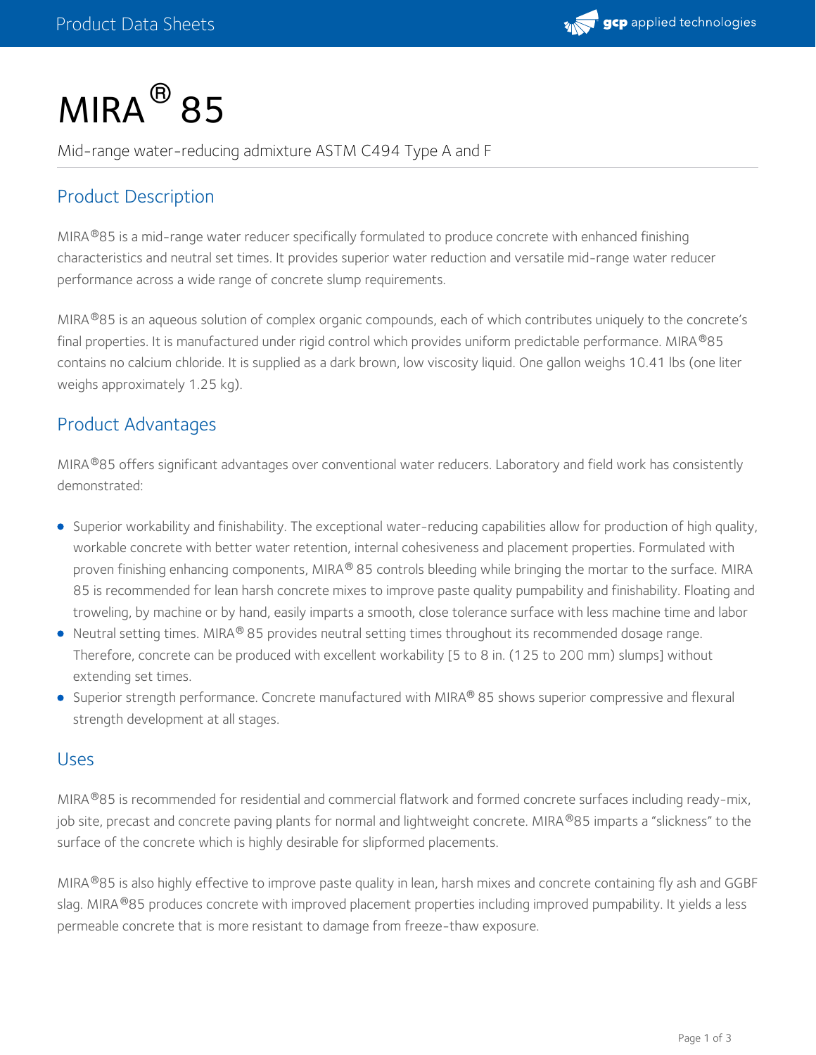# MIRA® 85

Mid-range water-reducing admixture ASTM C494 Type A and F

## Product Description

MIRA®85 is a mid-range water reducer specifically formulated to produce concrete with enhanced finishing characteristics and neutral set times. It provides superior water reduction and versatile mid-range water reducer performance across a wide range of concrete slump requirements.

MIRA®85 is an aqueous solution of complex organic compounds, each of which contributes uniquely to the concrete's final properties. It is manufactured under rigid control which provides uniform predictable performance. MIRA®85 contains no calcium chloride. It is supplied as a dark brown, low viscosity liquid. One gallon weighs 10.41 lbs (one liter weighs approximately 1.25 kg).

## Product Advantages

MIRA®85 offers significant advantages over conventional water reducers. Laboratory and field work has consistently demonstrated:

- Superior workability and finishability. The exceptional water-reducing capabilities allow for production of high quality, workable concrete with better water retention, internal cohesiveness and placement properties. Formulated with proven finishing enhancing components, MIRA® 85 controls bleeding while bringing the mortar to the surface. MIRA 85 is recommended for lean harsh concrete mixes to improve paste quality pumpability and finishability. Floating and troweling, by machine or by hand, easily imparts a smooth, close tolerance surface with less machine time and labor
- Neutral setting times. MIRA® 85 provides neutral setting times throughout its recommended dosage range. Therefore, concrete can be produced with excellent workability [5 to 8 in. (125 to 200 mm) slumps] without extending set times.
- Superior strength performance. Concrete manufactured with MIRA® 85 shows superior compressive and flexural strength development at all stages.

## Uses

MIRA®85 is recommended for residential and commercial flatwork and formed concrete surfaces including ready-mix, job site, precast and concrete paving plants for normal and lightweight concrete. MIRA®85 imparts a "slickness" to the surface of the concrete which is highly desirable for slipformed placements.

MIRA®85 is also highly effective to improve paste quality in lean, harsh mixes and concrete containing fly ash and GGBF slag. MIRA®85 produces concrete with improved placement properties including improved pumpability. It yields a less permeable concrete that is more resistant to damage from freeze-thaw exposure.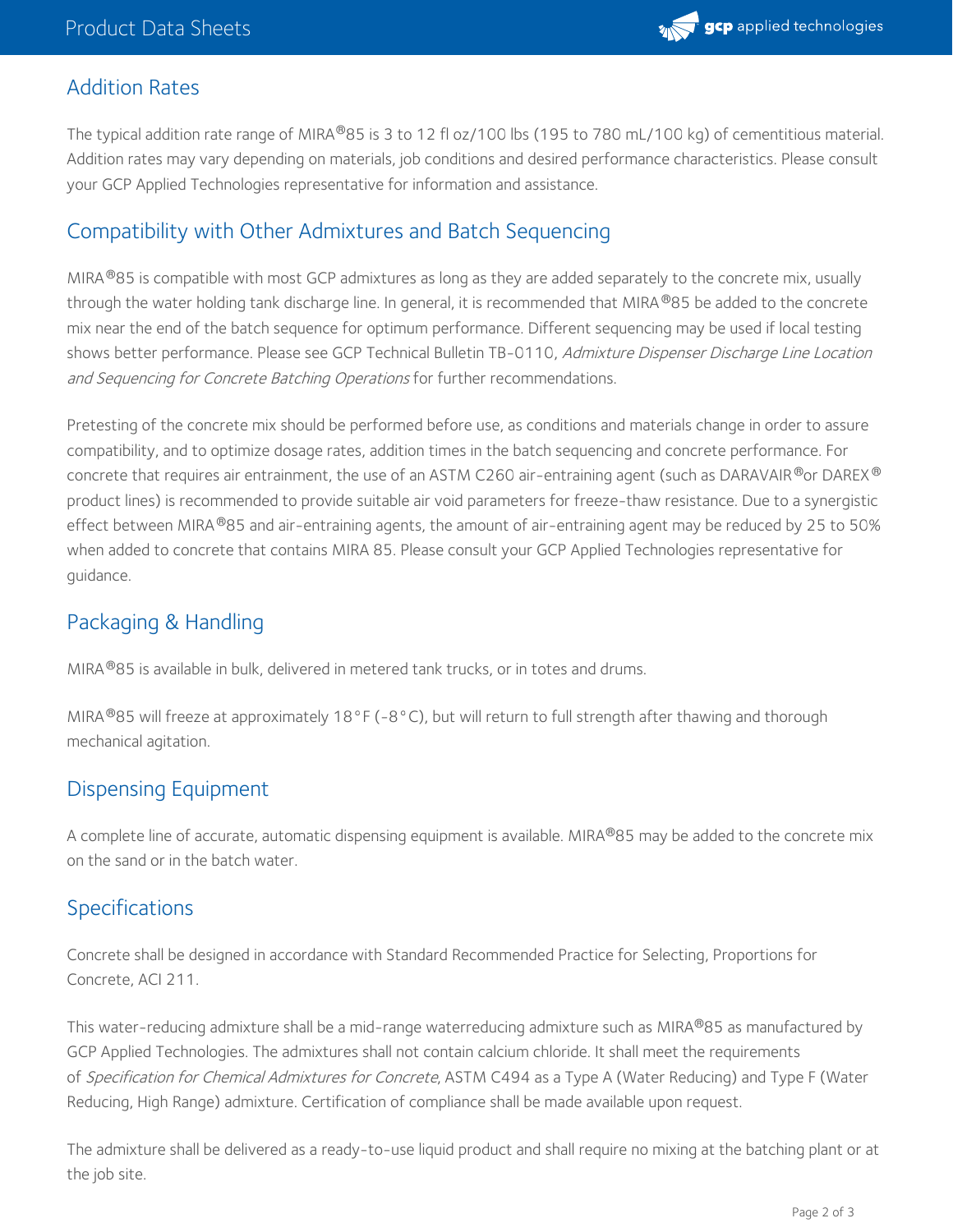## Addition Rates

The typical addition rate range of MIRA®85 is 3 to 12 fl oz/100 lbs (195 to 780 mL/100 kg) of cementitious material. Addition rates may vary depending on materials, job conditions and desired performance characteristics. Please consult your GCP Applied Technologies representative for information and assistance.

## Compatibility with Other Admixtures and Batch Sequencing

MIRA®85 is compatible with most GCP admixtures as long as they are added separately to the concrete mix, usually through the water holding tank discharge line. In general, it is recommended that MIRA®85 be added to the concrete mix near the end of the batch sequence for optimum performance. Different sequencing may be used if local testing shows better performance. Please see GCP Technical Bulletin TB-0110, *Admixture Dispenser Discharge Line Location and Sequencing for Concrete Batching Operations* for further recommendations.

Pretesting of the concrete mix should be performed before use, as conditions and materials change in order to assure compatibility, and to optimize dosage rates, addition times in the batch sequencing and concrete performance. For concrete that requires air entrainment, the use of an ASTM C260 air-entraining agent (such as DARAVAIR®or DAREX® product lines) is recommended to provide suitable air void parameters for freeze-thaw resistance. Due to a synergistic effect between MIRA®85 and air-entraining agents, the amount of air-entraining agent may be reduced by 25 to 50% when added to concrete that contains MIRA 85. Please consult your GCP Applied Technologies representative for guidance.

## Packaging & Handling

MIRA®85 is available in bulk, delivered in metered tank trucks, or in totes and drums.

MIRA®85 will freeze at approximately 18°F (-8°C), but will return to full strength after thawing and thorough mechanical agitation.

## Dispensing Equipment

A complete line of accurate, automatic dispensing equipment is available. MIRA®85 may be added to the concrete mix on the sand or in the batch water.

## Specifications

Concrete shall be designed in accordance with Standard Recommended Practice for Selecting, Proportions for Concrete, ACI 211.

This water-reducing admixture shall be a mid-range waterreducing admixture such as MIRA®85 as manufactured by GCP Applied Technologies. The admixtures shall not contain calcium chloride. It shall meet the requirements of *Specification for Chemical Admixtures for Concrete*, ASTM C494 as a Type A (Water Reducing) and Type F (Water Reducing, High Range) admixture. Certification of compliance shall be made available upon request.

The admixture shall be delivered as a ready-to-use liquid product and shall require no mixing at the batching plant or at the job site.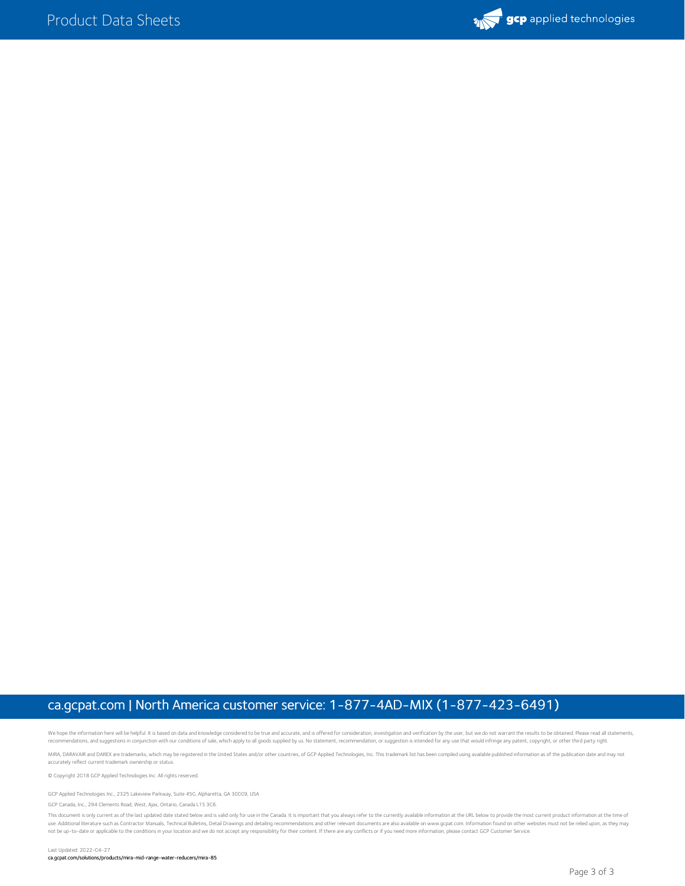ca.gcpat.com | North America customer service: 1-877-4AD-MIX (1-877-423-6491)

We hope the information here will be helpful. It is based on data and knowledge considered to be true and accurate, and is offered for consideration, investigation and verification by the user, but we do not warrant the results to be obtained. Please read all statements, recommendations, and suggestions in conjunction with our conditions of sale, which apply to all goods supplied by us. No statement, recommendation, or suggestion is intended for any use that would infringe any patent, copyright, or other third party right.

MIRA, DARAVAIR and DAREX are trademarks, which may be registered in the United States and/or other countries, of GCP Applied Technologies, Inc. This trademark list has been compiled using available published information as of the publication date and may not accurately reflect current trademark ownership or status.

© Copyright 2018 GCP Applied Technologies Inc. All rights reserved.

GCP Applied Technologies Inc., 2325 Lakeview Parkway, Suite 450, Alpharetta, GA 30009, USA

GCP Canada, Inc., 294 Clements Road, West, Ajax, Ontario, Canada L1S 3C6.

This document is only current as of the last updated date stated below and is valid only for use in the Canada. It is important that you always refer to the currently available information at the URL below to provide the most current product information at the time of use. Additional literature such as Contractor Manuals, Technical Bulletins, Detail Drawings and detailing recommendations and other relevant documents are also available on www.gcpat.com. Information found on other websites must not be relied upon, as they may not be up-to-date or applicable to the conditions in your location and we do not accept any responsibility for their content. If there are any conflicts or if you need more information, please contact GCP Customer Service.

Last Updated: 2022-04-27

ca.gcpat.com/solutions/products/mira-mid-range-water-reducers/mira-85